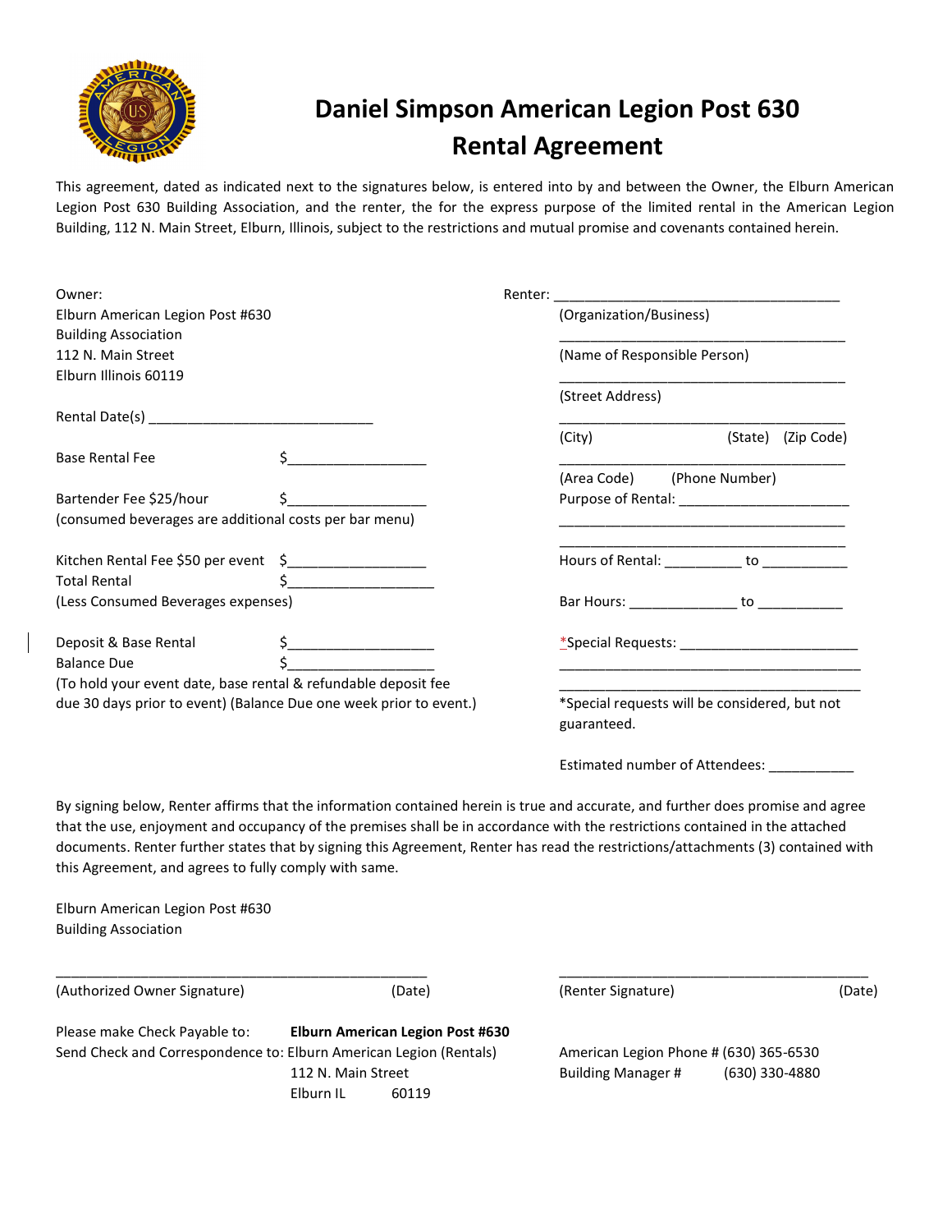# Daniel Simpson American Legion Post 630
# Rental Agreement

This agreement, dated as indicated next to the signatures below, is entered into by and between the Owner, the Elburn American Legion Post 630 Building Association, and the renter, the for the express purpose of the limited rental in the American Legion Building, 112 N. Main Street, Elburn, Illinois, subject to the restrictions and mutual promise and covenants contained herein.

Owner:
Elburn American Legion Post #630
Building Association
112 N. Main Street
Elburn Illinois 60119

Rental Date(s) ____________________________

Base Rental Fee $__________________

Bartender Fee $25/hour $__________________
(consumed beverages are additional costs per bar menu)

Kitchen Rental Fee $50 per event $__________________
Total Rental $___________________
(Less Consumed Beverages expenses)

Deposit & Base Rental $___________________
Balance Due $___________________
(To hold your event date, base rental & refundable deposit fee due 30 days prior to event) (Balance Due one week prior to event.)

Renter: ____________________________________
(Organization/Business)

____________________________________
(Name of Responsible Person)

____________________________________
(Street Address)

____________________________________
(City) (State) (Zip Code)

____________________________________
(Area Code) (Phone Number)

Purpose of Rental: ______________________
____________________________________
____________________________________

Hours of Rental: __________ to ___________

Bar Hours: ______________ to ___________

*Special Requests: _______________________
____________________________________
____________________________________

*Special requests will be considered, but not guaranteed.

Estimated number of Attendees: ___________

By signing below, Renter affirms that the information contained herein is true and accurate, and further does promise and agree that the use, enjoyment and occupancy of the premises shall be in accordance with the restrictions contained in the attached documents. Renter further states that by signing this Agreement, Renter has read the restrictions/attachments (3) contained with this Agreement, and agrees to fully comply with same.

Elburn American Legion Post #630
Building Association

______________________________________________
(Authorized Owner Signature) (Date)

______________________________________________
(Renter Signature) (Date)

Please make Check Payable to: **Elburn American Legion Post #630**
Send Check and Correspondence to: Elburn American Legion (Rentals)
112 N. Main Street
Elburn IL 60119

American Legion Phone # (630) 365-6530
Building Manager # (630) 330-4880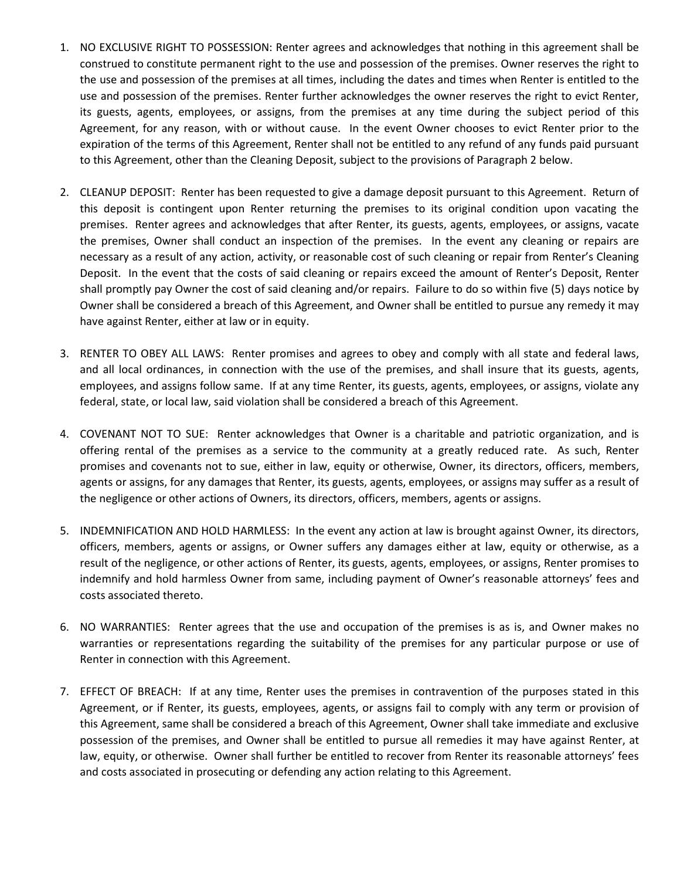1. NO EXCLUSIVE RIGHT TO POSSESSION: Renter agrees and acknowledges that nothing in this agreement shall be construed to constitute permanent right to the use and possession of the premises. Owner reserves the right to the use and possession of the premises at all times, including the dates and times when Renter is entitled to the use and possession of the premises. Renter further acknowledges the owner reserves the right to evict Renter, its guests, agents, employees, or assigns, from the premises at any time during the subject period of this Agreement, for any reason, with or without cause. In the event Owner chooses to evict Renter prior to the expiration of the terms of this Agreement, Renter shall not be entitled to any refund of any funds paid pursuant to this Agreement, other than the Cleaning Deposit, subject to the provisions of Paragraph 2 below.

2. CLEANUP DEPOSIT: Renter has been requested to give a damage deposit pursuant to this Agreement. Return of this deposit is contingent upon Renter returning the premises to its original condition upon vacating the premises. Renter agrees and acknowledges that after Renter, its guests, agents, employees, or assigns, vacate the premises, Owner shall conduct an inspection of the premises. In the event any cleaning or repairs are necessary as a result of any action, activity, or reasonable cost of such cleaning or repair from Renter's Cleaning Deposit. In the event that the costs of said cleaning or repairs exceed the amount of Renter's Deposit, Renter shall promptly pay Owner the cost of said cleaning and/or repairs. Failure to do so within five (5) days notice by Owner shall be considered a breach of this Agreement, and Owner shall be entitled to pursue any remedy it may have against Renter, either at law or in equity.

3. RENTER TO OBEY ALL LAWS: Renter promises and agrees to obey and comply with all state and federal laws, and all local ordinances, in connection with the use of the premises, and shall insure that its guests, agents, employees, and assigns follow same. If at any time Renter, its guests, agents, employees, or assigns, violate any federal, state, or local law, said violation shall be considered a breach of this Agreement.

4. COVENANT NOT TO SUE: Renter acknowledges that Owner is a charitable and patriotic organization, and is offering rental of the premises as a service to the community at a greatly reduced rate. As such, Renter promises and covenants not to sue, either in law, equity or otherwise, Owner, its directors, officers, members, agents or assigns, for any damages that Renter, its guests, agents, employees, or assigns may suffer as a result of the negligence or other actions of Owners, its directors, officers, members, agents or assigns.

5. INDEMNIFICATION AND HOLD HARMLESS: In the event any action at law is brought against Owner, its directors, officers, members, agents or assigns, or Owner suffers any damages either at law, equity or otherwise, as a result of the negligence, or other actions of Renter, its guests, agents, employees, or assigns, Renter promises to indemnify and hold harmless Owner from same, including payment of Owner's reasonable attorneys' fees and costs associated thereto.

6. NO WARRANTIES: Renter agrees that the use and occupation of the premises is as is, and Owner makes no warranties or representations regarding the suitability of the premises for any particular purpose or use of Renter in connection with this Agreement.

7. EFFECT OF BREACH: If at any time, Renter uses the premises in contravention of the purposes stated in this Agreement, or if Renter, its guests, employees, agents, or assigns fail to comply with any term or provision of this Agreement, same shall be considered a breach of this Agreement, Owner shall take immediate and exclusive possession of the premises, and Owner shall be entitled to pursue all remedies it may have against Renter, at law, equity, or otherwise. Owner shall further be entitled to recover from Renter its reasonable attorneys' fees and costs associated in prosecuting or defending any action relating to this Agreement.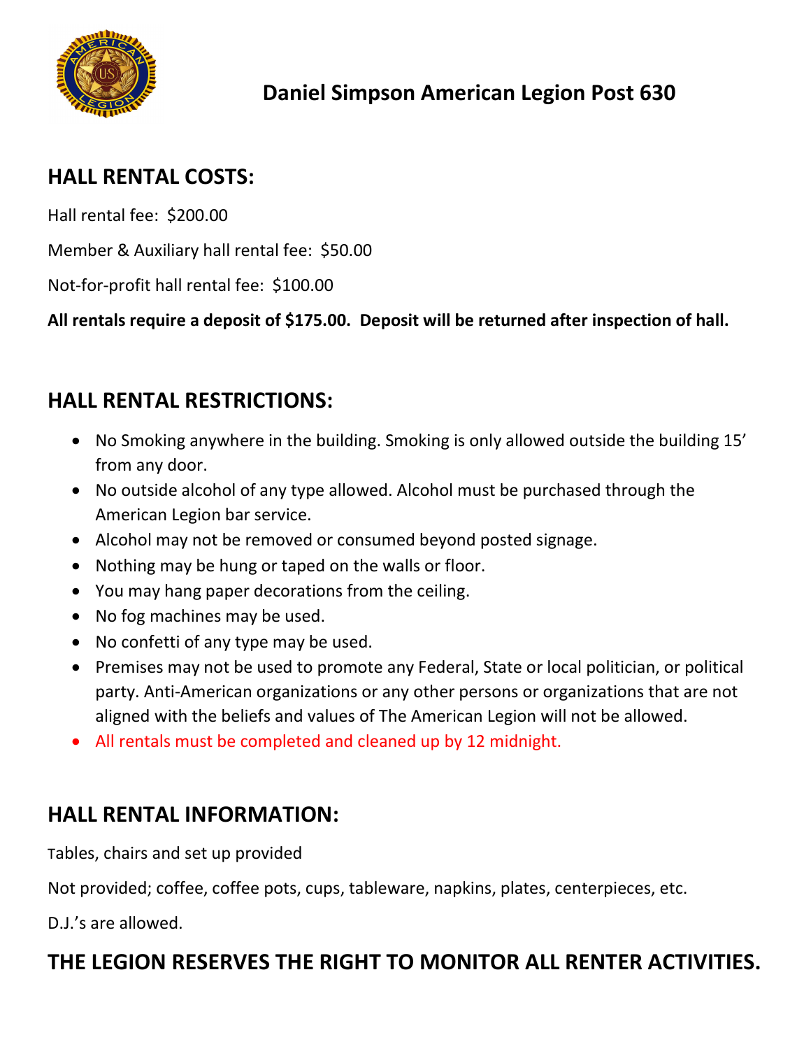# Daniel Simpson American Legion Post 630

## HALL RENTAL COSTS:

Hall rental fee: $200.00

Member & Auxiliary hall rental fee: $50.00

Not-for-profit hall rental fee: $100.00

**All rentals require a deposit of $175.00. Deposit will be returned after inspection of hall.**

## HALL RENTAL RESTRICTIONS:

- No Smoking anywhere in the building. Smoking is only allowed outside the building 15' from any door.
- No outside alcohol of any type allowed. Alcohol must be purchased through the American Legion bar service.
- Alcohol may not be removed or consumed beyond posted signage.
- Nothing may be hung or taped on the walls or floor.
- You may hang paper decorations from the ceiling.
- No fog machines may be used.
- No confetti of any type may be used.
- Premises may not be used to promote any Federal, State or local politician, or political party. Anti-American organizations or any other persons or organizations that are not aligned with the beliefs and values of The American Legion will not be allowed.
- All rentals must be completed and cleaned up by 12 midnight.

## HALL RENTAL INFORMATION:

Tables, chairs and set up provided

Not provided; coffee, coffee pots, cups, tableware, napkins, plates, centerpieces, etc.

D.J.'s are allowed.

## THE LEGION RESERVES THE RIGHT TO MONITOR ALL RENTER ACTIVITIES.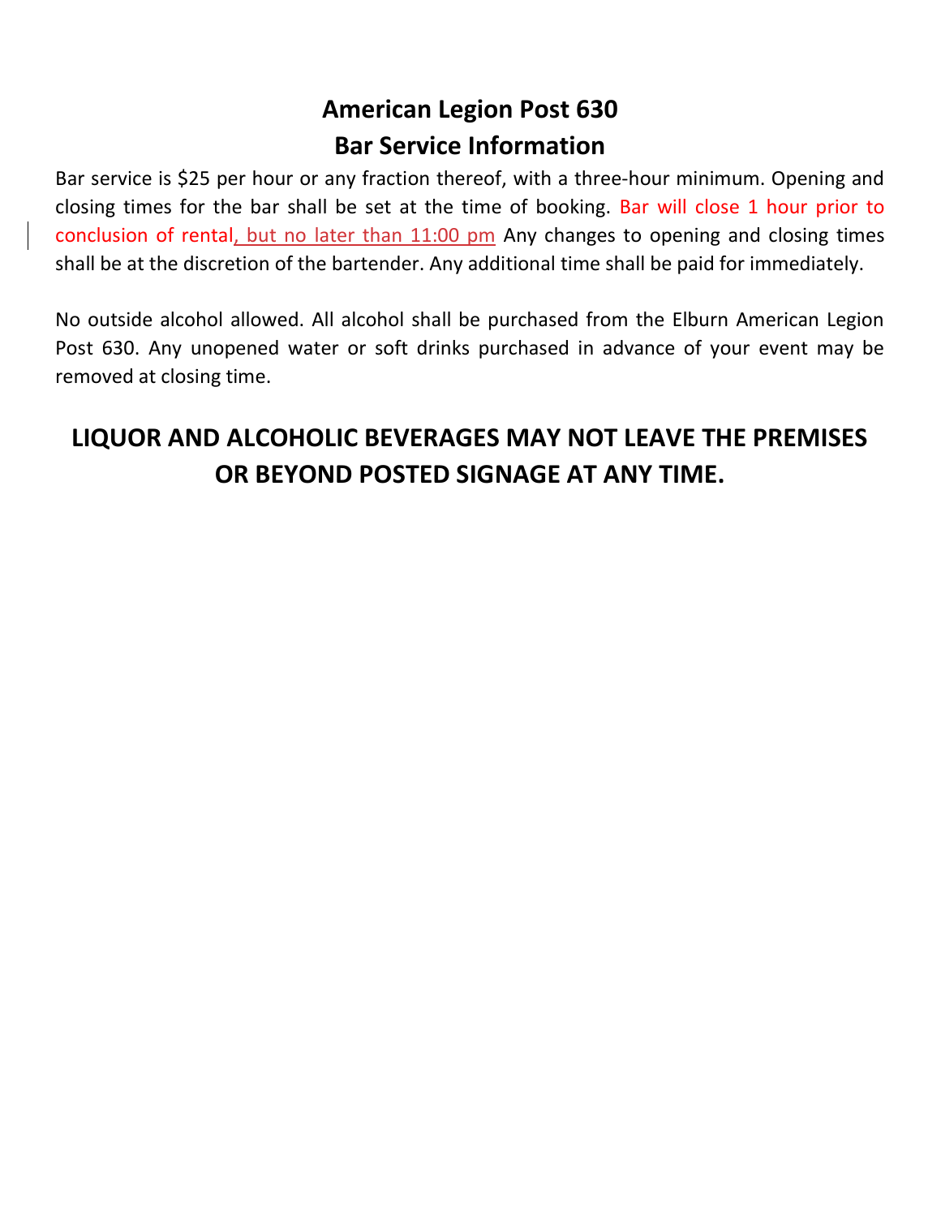# American Legion Post 630
## Bar Service Information

Bar service is $25 per hour or any fraction thereof, with a three-hour minimum. Opening and closing times for the bar shall be set at the time of booking. Bar will close 1 hour prior to conclusion of rental, but no later than 11:00 pm Any changes to opening and closing times shall be at the discretion of the bartender. Any additional time shall be paid for immediately.

No outside alcohol allowed. All alcohol shall be purchased from the Elburn American Legion Post 630. Any unopened water or soft drinks purchased in advance of your event may be removed at closing time.

## LIQUOR AND ALCOHOLIC BEVERAGES MAY NOT LEAVE THE PREMISES OR BEYOND POSTED SIGNAGE AT ANY TIME.